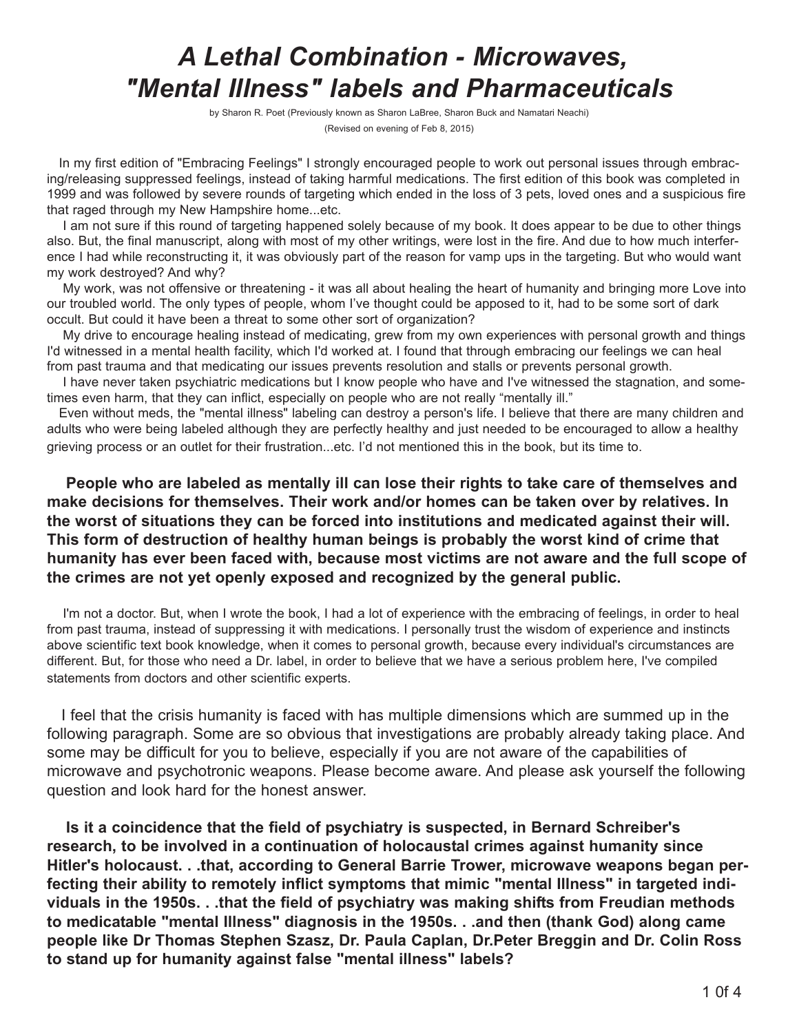# *A Lethal Combination - Microwaves, "Mental Illness" labels and Pharmaceuticals*

by Sharon R. Poet (Previously known as Sharon LaBree, Sharon Buck and Namatari Neachi)

(Revised on evening of Feb 8, 2015)

In my first edition of "Embracing Feelings" I strongly encouraged people to work out personal issues through embracing/releasing suppressed feelings, instead of taking harmful medications. The first edition of this book was completed in 1999 and was followed by severe rounds of targeting which ended in the loss of 3 pets, loved ones and a suspicious fire that raged through my New Hampshire home...etc.

I am not sure if this round of targeting happened solely because of my book. It does appear to be due to other things also. But, the final manuscript, along with most of my other writings, were lost in the fire. And due to how much interference I had while reconstructing it, it was obviously part of the reason for vamp ups in the targeting. But who would want my work destroyed? And why?

My work, was not offensive or threatening - it was all about healing the heart of humanity and bringing more Love into our troubled world. The only types of people, whom I've thought could be apposed to it, had to be some sort of dark occult. But could it have been a threat to some other sort of organization?

My drive to encourage healing instead of medicating, grew from my own experiences with personal growth and things I'd witnessed in a mental health facility, which I'd worked at. I found that through embracing our feelings we can heal from past trauma and that medicating our issues prevents resolution and stalls or prevents personal growth.

I have never taken psychiatric medications but I know people who have and I've witnessed the stagnation, and sometimes even harm, that they can inflict, especially on people who are not really "mentally ill."

Even without meds, the "mental illness" labeling can destroy a person's life. I believe that there are many children and adults who were being labeled although they are perfectly healthy and just needed to be encouraged to allow a healthy grieving process or an outlet for their frustration...etc. I'd not mentioned this in the book, but its time to.

**People who are labeled as mentally ill can lose their rights to take care of themselves and make decisions for themselves. Their work and/or homes can be taken over by relatives. In the worst of situations they can be forced into institutions and medicated against their will. This form of destruction of healthy human beings is probably the worst kind of crime that humanity has ever been faced with, because most victims are not aware and the full scope of the crimes are not yet openly exposed and recognized by the general public.**

I'm not a doctor. But, when I wrote the book, I had a lot of experience with the embracing of feelings, in order to heal from past trauma, instead of suppressing it with medications. I personally trust the wisdom of experience and instincts above scientific text book knowledge, when it comes to personal growth, because every individual's circumstances are different. But, for those who need a Dr. label, in order to believe that we have a serious problem here, I've compiled statements from doctors and other scientific experts.

I feel that the crisis humanity is faced with has multiple dimensions which are summed up in the following paragraph. Some are so obvious that investigations are probably already taking place. And some may be difficult for you to believe, especially if you are not aware of the capabilities of microwave and psychotronic weapons. Please become aware. And please ask yourself the following question and look hard for the honest answer.

**Is it a coincidence that the field of psychiatry is suspected, in Bernard Schreiber's research, to be involved in a continuation of holocaustal crimes against humanity since Hitler's holocaust. . .that, according to General Barrie Trower, microwave weapons began perfecting their ability to remotely inflict symptoms that mimic "mental Illness" in targeted individuals in the 1950s. . .that the field of psychiatry was making shifts from Freudian methods to medicatable "mental Illness" diagnosis in the 1950s. . .and then (thank God) along came people like Dr Thomas Stephen Szasz, Dr. Paula Caplan, Dr.Peter Breggin and Dr. Colin Ross to stand up for humanity against false "mental illness" labels?**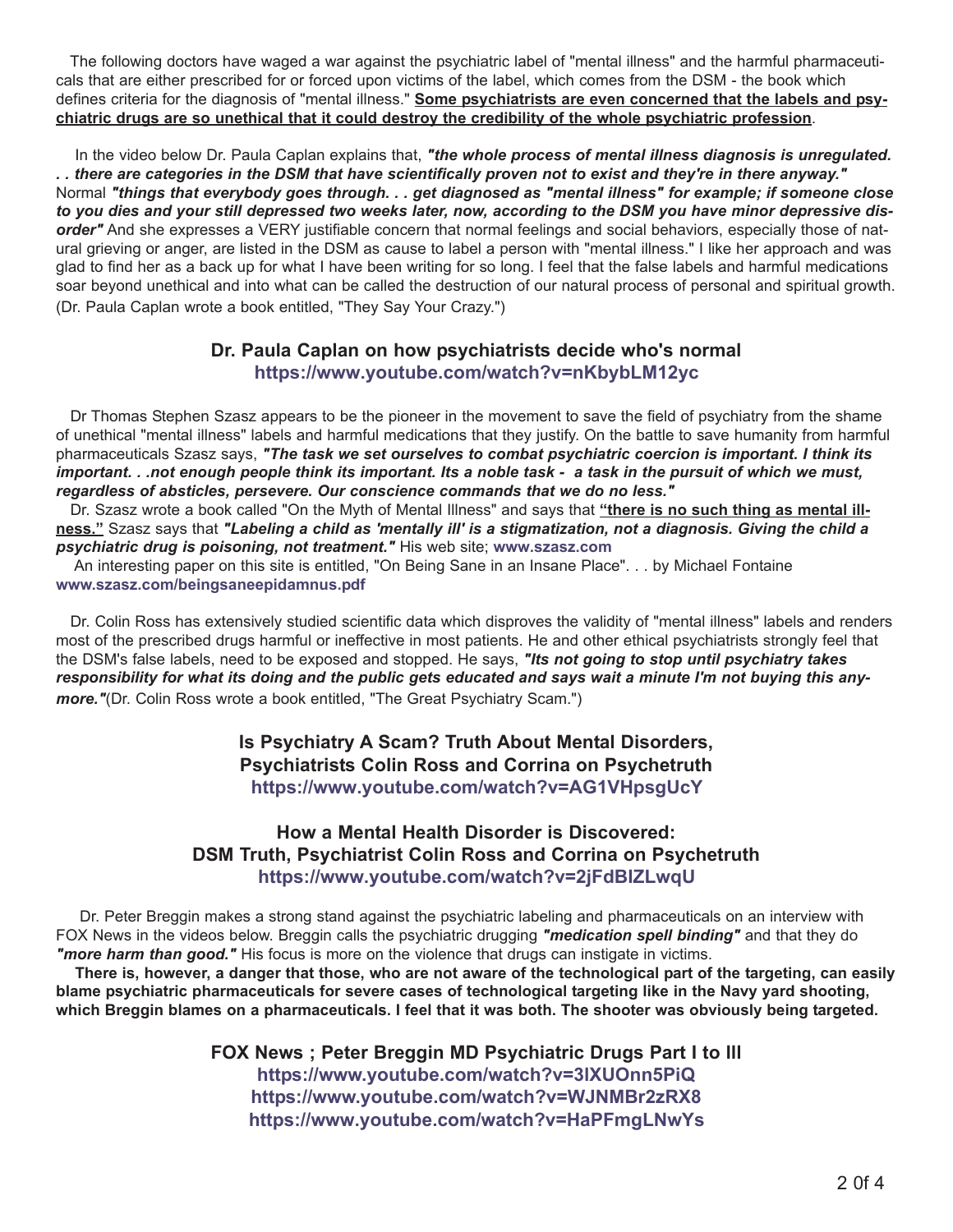The following doctors have waged a war against the psychiatric label of "mental illness" and the harmful pharmaceuticals that are either prescribed for or forced upon victims of the label, which comes from the DSM - the book which defines criteria for the diagnosis of "mental illness." **Some psychiatrists are even concerned that the labels and psychiatric drugs are so unethical that it could destroy the credibility of the whole psychiatric profession**.

In the video below Dr. Paula Caplan explains that, ***"the whole process of mental illness diagnosis is unregulated. . . there are categories in the DSM that have scientifically proven not to exist and they're in there anyway."*** Normal ***"things that everybody goes through. . . get diagnosed as "mental illness" for example; if someone close to you dies and your still depressed two weeks later, now, according to the DSM you have minor depressive disorder"*** And she expresses a VERY justifiable concern that normal feelings and social behaviors, especially those of natural grieving or anger, are listed in the DSM as cause to label a person with "mental illness." I like her approach and was glad to find her as a back up for what I have been writing for so long. I feel that the false labels and harmful medications soar beyond unethical and into what can be called the destruction of our natural process of personal and spiritual growth. (Dr. Paula Caplan wrote a book entitled, "They Say Your Crazy.")

**Dr. Paula Caplan on how psychiatrists decide who's normal**
**https://www.youtube.com/watch?v=nKbybLM12yc**

Dr Thomas Stephen Szasz appears to be the pioneer in the movement to save the field of psychiatry from the shame of unethical "mental illness" labels and harmful medications that they justify. On the battle to save humanity from harmful pharmaceuticals Szasz says, ***"The task we set ourselves to combat psychiatric coercion is important. I think its important. . .not enough people think its important. Its a noble task - a task in the pursuit of which we must, regardless of absticles, persevere. Our conscience commands that we do no less."***

Dr. Szasz wrote a book called "On the Myth of Mental Illness" and says that **"there is no such thing as mental illness."** Szasz says that ***"Labeling a child as 'mentally ill' is a stigmatization, not a diagnosis. Giving the child a psychiatric drug is poisoning, not treatment."*** His web site; **www.szasz.com**

An interesting paper on this site is entitled, "On Being Sane in an Insane Place". . . by Michael Fontaine **www.szasz.com/beingsaneepidamnus.pdf**

Dr. Colin Ross has extensively studied scientific data which disproves the validity of "mental illness" labels and renders most of the prescribed drugs harmful or ineffective in most patients. He and other ethical psychiatrists strongly feel that the DSM's false labels, need to be exposed and stopped. He says, ***"Its not going to stop until psychiatry takes responsibility for what its doing and the public gets educated and says wait a minute I'm not buying this anymore."***(Dr. Colin Ross wrote a book entitled, "The Great Psychiatry Scam.")

**Is Psychiatry A Scam? Truth About Mental Disorders, Psychiatrists Colin Ross and Corrina on Psychetruth**
**https://www.youtube.com/watch?v=AG1VHpsgUcY**

**How a Mental Health Disorder is Discovered: DSM Truth, Psychiatrist Colin Ross and Corrina on Psychetruth**
**https://www.youtube.com/watch?v=2jFdBlZLwqU**

Dr. Peter Breggin makes a strong stand against the psychiatric labeling and pharmaceuticals on an interview with FOX News in the videos below. Breggin calls the psychiatric drugging ***"medication spell binding"*** and that they do ***"more harm than good."*** His focus is more on the violence that drugs can instigate in victims.

**There is, however, a danger that those, who are not aware of the technological part of the targeting, can easily blame psychiatric pharmaceuticals for severe cases of technological targeting like in the Navy yard shooting, which Breggin blames on a pharmaceuticals. I feel that it was both. The shooter was obviously being targeted.**

**FOX News ; Peter Breggin MD Psychiatric Drugs Part I to III**
**https://www.youtube.com/watch?v=3lXUOnn5PiQ**
**https://www.youtube.com/watch?v=WJNMBr2zRX8**
**https://www.youtube.com/watch?v=HaPFmgLNwYs**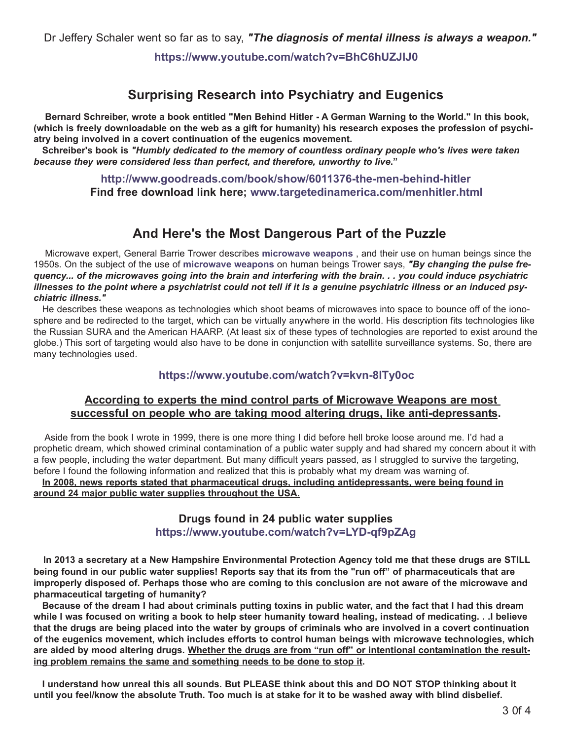Dr Jeffery Schaler went so far as to say, ***"The diagnosis of mental illness is always a weapon."***

**https://www.youtube.com/watch?v=BhC6hUZJIJ0**

## Surprising Research into Psychiatry and Eugenics

**Bernard Schreiber, wrote a book entitled "Men Behind Hitler - A German Warning to the World." In this book, (which is freely downloadable on the web as a gift for humanity) his research exposes the profession of psychiatry being involved in a covert continuation of the eugenics movement.**

**Schreiber's book is *"Humbly dedicated to the memory of countless ordinary people who's lives were taken because they were considered less than perfect, and therefore, unworthy to live.*"**

**http://www.goodreads.com/book/show/6011376-the-men-behind-hitler**
**Find free download link here; www.targetedinamerica.com/menhitler.html**

## And Here's the Most Dangerous Part of the Puzzle

Microwave expert, General Barrie Trower describes **microwave weapons** , and their use on human beings since the 1950s. On the subject of the use of **microwave weapons** on human beings Trower says, ***"By changing the pulse frequency... of the microwaves going into the brain and interfering with the brain. . . you could induce psychiatric illnesses to the point where a psychiatrist could not tell if it is a genuine psychiatric illness or an induced psychiatric illness."***

He describes these weapons as technologies which shoot beams of microwaves into space to bounce off of the ionosphere and be redirected to the target, which can be virtually anywhere in the world. His description fits technologies like the Russian SURA and the American HAARP. (At least six of these types of technologies are reported to exist around the globe.) This sort of targeting would also have to be done in conjunction with satellite surveillance systems. So, there are many technologies used.

**https://www.youtube.com/watch?v=kvn-8ITy0oc**

**<u>According to experts the mind control parts of Microwave Weapons are most successful on people who are taking mood altering drugs, like anti-depressants</u>.**

Aside from the book I wrote in 1999, there is one more thing I did before hell broke loose around me. I'd had a prophetic dream, which showed criminal contamination of a public water supply and had shared my concern about it with a few people, including the water department. But many difficult years passed, as I struggled to survive the targeting, before I found the following information and realized that this is probably what my dream was warning of.

**<u>In 2008, news reports stated that pharmaceutical drugs, including antidepressants, were being found in around 24 major public water supplies throughout the USA.</u>**

**Drugs found in 24 public water supplies**
**https://www.youtube.com/watch?v=LYD-qf9pZAg**

**In 2013 a secretary at a New Hampshire Environmental Protection Agency told me that these drugs are STILL being found in our public water supplies! Reports say that its from the "run off" of pharmaceuticals that are improperly disposed of. Perhaps those who are coming to this conclusion are not aware of the microwave and pharmaceutical targeting of humanity?**

**Because of the dream I had about criminals putting toxins in public water, and the fact that I had this dream while I was focused on writing a book to help steer humanity toward healing, instead of medicating. . .I believe that the drugs are being placed into the water by groups of criminals who are involved in a covert continuation of the eugenics movement, which includes efforts to control human beings with microwave technologies, which are aided by mood altering drugs. <u>Whether the drugs are from "run off" or intentional contamination the resulting problem remains the same and something needs to be done to stop it</u>.**

**I understand how unreal this all sounds. But PLEASE think about this and DO NOT STOP thinking about it until you feel/know the absolute Truth. Too much is at stake for it to be washed away with blind disbelief.**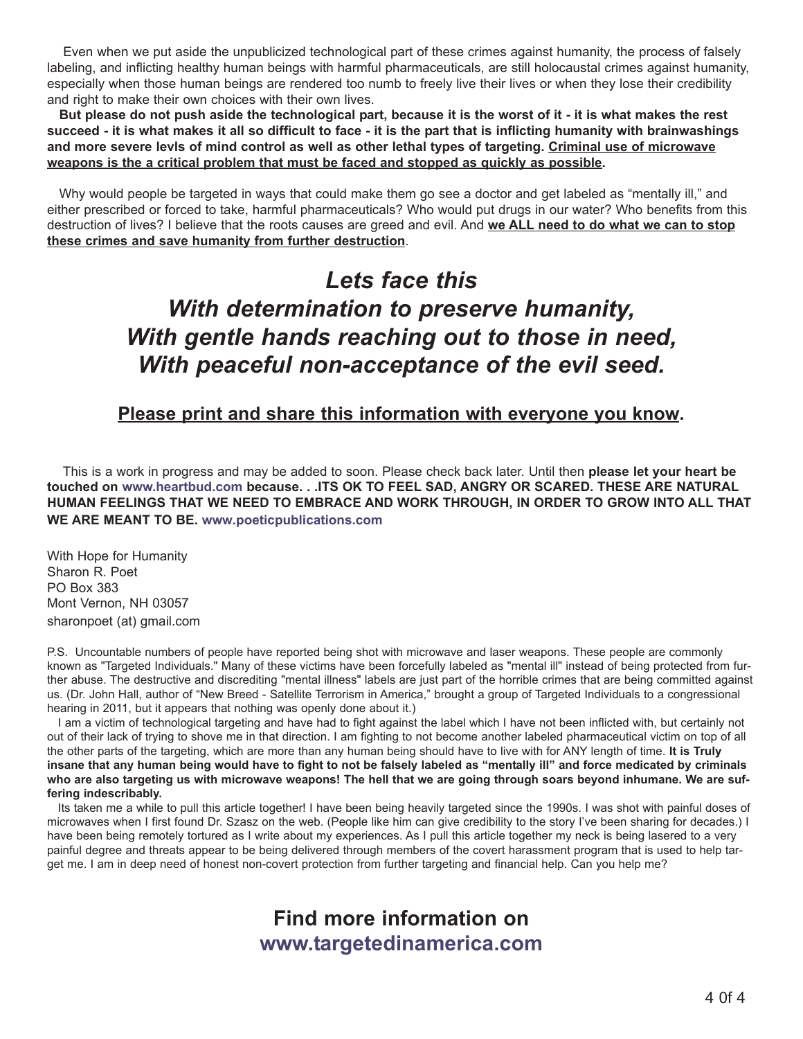Even when we put aside the unpublicized technological part of these crimes against humanity, the process of falsely labeling, and inflicting healthy human beings with harmful pharmaceuticals, are still holocaustal crimes against humanity, especially when those human beings are rendered too numb to freely live their lives or when they lose their credibility and right to make their own choices with their own lives.

**But please do not push aside the technological part, because it is the worst of it - it is what makes the rest succeed - it is what makes it all so difficult to face - it is the part that is inflicting humanity with brainwashings and more severe levls of mind control as well as other lethal types of targeting. <u>Criminal use of microwave weapons is the a critical problem that must be faced and stopped as quickly as possible</u>.**

Why would people be targeted in ways that could make them go see a doctor and get labeled as "mentally ill," and either prescribed or forced to take, harmful pharmaceuticals? Who would put drugs in our water? Who benefits from this destruction of lives? I believe that the roots causes are greed and evil. And **<u>we ALL need to do what we can to stop these crimes and save humanity from further destruction</u>**.

## *Lets face this*
## *With determination to preserve humanity,*
## *With gentle hands reaching out to those in need,*
## *With peaceful non-acceptance of the evil seed.*

### <u>Please print and share this information with everyone you know</u>.

This is a work in progress and may be added to soon. Please check back later. Until then **please let your heart be touched on www.heartbud.com because. . .ITS OK TO FEEL SAD, ANGRY OR SCARED. THESE ARE NATURAL HUMAN FEELINGS THAT WE NEED TO EMBRACE AND WORK THROUGH, IN ORDER TO GROW INTO ALL THAT WE ARE MEANT TO BE. www.poeticpublications.com**

With Hope for Humanity
Sharon R. Poet
PO Box 383
Mont Vernon, NH 03057
sharonpoet (at) gmail.com

P.S. Uncountable numbers of people have reported being shot with microwave and laser weapons. These people are commonly known as "Targeted Individuals." Many of these victims have been forcefully labeled as "mental ill" instead of being protected from further abuse. The destructive and discrediting "mental illness" labels are just part of the horrible crimes that are being committed against us. (Dr. John Hall, author of "New Breed - Satellite Terrorism in America," brought a group of Targeted Individuals to a congressional hearing in 2011, but it appears that nothing was openly done about it.)

I am a victim of technological targeting and have had to fight against the label which I have not been inflicted with, but certainly not out of their lack of trying to shove me in that direction. I am fighting to not become another labeled pharmaceutical victim on top of all the other parts of the targeting, which are more than any human being should have to live with for ANY length of time. **It is Truly insane that any human being would have to fight to not be falsely labeled as "mentally ill" and force medicated by criminals who are also targeting us with microwave weapons! The hell that we are going through soars beyond inhumane. We are suffering indescribably.**

Its taken me a while to pull this article together! I have been being heavily targeted since the 1990s. I was shot with painful doses of microwaves when I first found Dr. Szasz on the web. (People like him can give credibility to the story I've been sharing for decades.) I have been being remotely tortured as I write about my experiences. As I pull this article together my neck is being lasered to a very painful degree and threats appear to be being delivered through members of the covert harassment program that is used to help target me. I am in deep need of honest non-covert protection from further targeting and financial help. Can you help me?

## Find more information on
## www.targetedinamerica.com